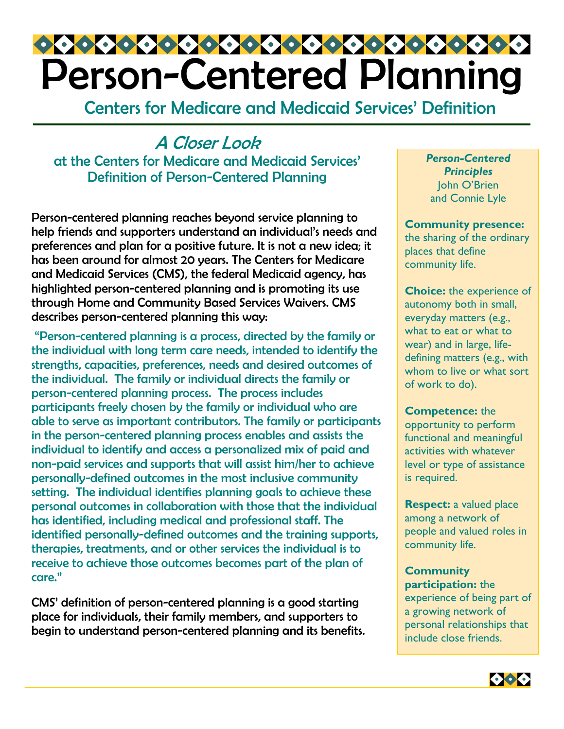# Person-Centered Planning

## Centers for Medicare and Medicaid Services' Definition

### *A Closer Look*

### at the Centers for Medicare and Medicaid Services' Definition of Person-Centered Planning

Person-centered planning reaches beyond service planning to help friends and supporters understand an individual's needs and preferences and plan for a positive future. It is not a new idea; it has been around for almost 20 years. The Centers for Medicare and Medicaid Services (CMS), the federal Medicaid agency, has highlighted person-centered planning and is promoting its use through Home and Community Based Services Waivers. CMS describes person-centered planning this way:

"Person-centered planning is a process, directed by the family or the individual with long term care needs, intended to identify the strengths, capacities, preferences, needs and desired outcomes of the individual. The family or individual directs the family or person-centered planning process. The process includes participants freely chosen by the family or individual who are able to serve as important contributors. The family or participants in the person-centered planning process enables and assists the individual to identify and access a personalized mix of paid and non-paid services and supports that will assist him/her to achieve personally-defined outcomes in the most inclusive community setting. The individual identifies planning goals to achieve these personal outcomes in collaboration with those that the individual has identified, including medical and professional staff. The identified personally-defined outcomes and the training supports, therapies, treatments, and or other services the individual is to receive to achieve those outcomes becomes part of the plan of care."

CMS' definition of person-centered planning is a good starting place for individuals, their family members, and supporters to begin to understand person-centered planning and its benefits.

***Person-Centered Principles***
John O'Brien and Connie Lyle

**Community presence:** the sharing of the ordinary places that define community life.

**Choice:** the experience of autonomy both in small, everyday matters (e.g., what to eat or what to wear) and in large, life-defining matters (e.g., with whom to live or what sort of work to do).

**Competence:** the opportunity to perform functional and meaningful activities with whatever level or type of assistance is required.

**Respect:** a valued place among a network of people and valued roles in community life.

**Community participation:** the experience of being part of a growing network of personal relationships that include close friends.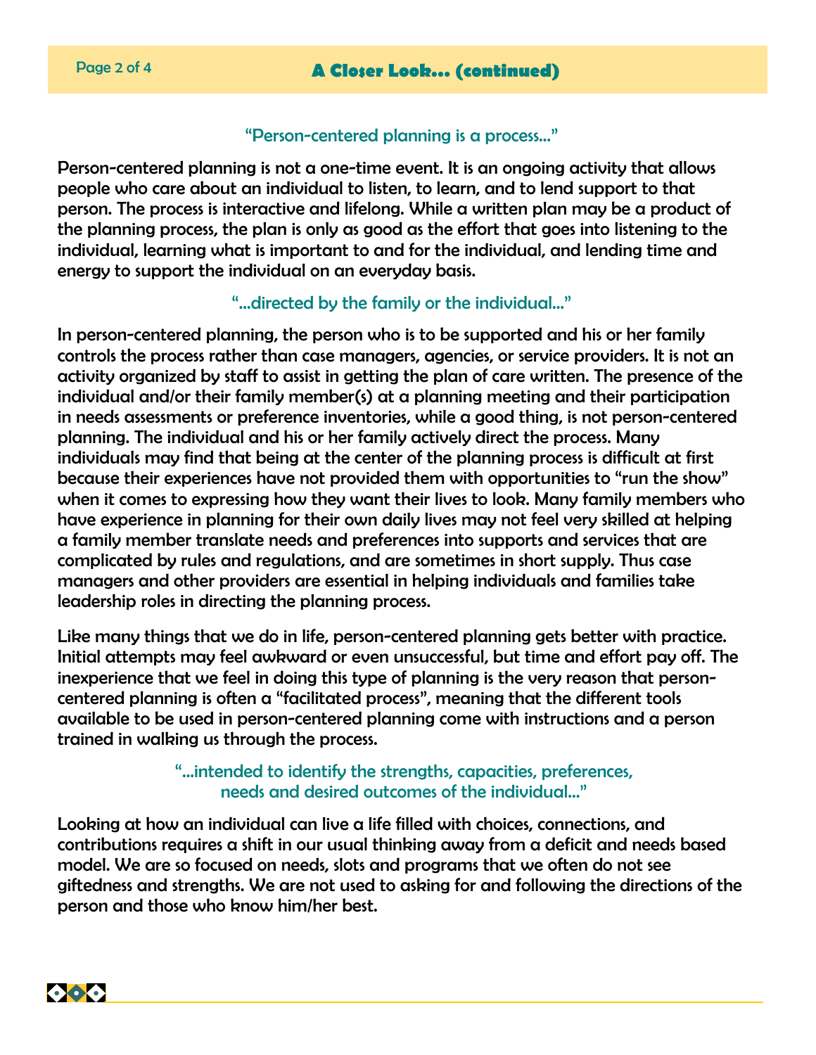## A Closer Look… (continued)

### "Person-centered planning is a process…"

Person-centered planning is not a one-time event. It is an ongoing activity that allows people who care about an individual to listen, to learn, and to lend support to that person. The process is interactive and lifelong. While a written plan may be a product of the planning process, the plan is only as good as the effort that goes into listening to the individual, learning what is important to and for the individual, and lending time and energy to support the individual on an everyday basis.

### "…directed by the family or the individual…"

In person-centered planning, the person who is to be supported and his or her family controls the process rather than case managers, agencies, or service providers. It is not an activity organized by staff to assist in getting the plan of care written. The presence of the individual and/or their family member(s) at a planning meeting and their participation in needs assessments or preference inventories, while a good thing, is not person-centered planning. The individual and his or her family actively direct the process. Many individuals may find that being at the center of the planning process is difficult at first because their experiences have not provided them with opportunities to "run the show" when it comes to expressing how they want their lives to look. Many family members who have experience in planning for their own daily lives may not feel very skilled at helping a family member translate needs and preferences into supports and services that are complicated by rules and regulations, and are sometimes in short supply. Thus case managers and other providers are essential in helping individuals and families take leadership roles in directing the planning process.

Like many things that we do in life, person-centered planning gets better with practice. Initial attempts may feel awkward or even unsuccessful, but time and effort pay off. The inexperience that we feel in doing this type of planning is the very reason that person-centered planning is often a "facilitated process", meaning that the different tools available to be used in person-centered planning come with instructions and a person trained in walking us through the process.

### "…intended to identify the strengths, capacities, preferences, needs and desired outcomes of the individual…"

Looking at how an individual can live a life filled with choices, connections, and contributions requires a shift in our usual thinking away from a deficit and needs based model. We are so focused on needs, slots and programs that we often do not see giftedness and strengths. We are not used to asking for and following the directions of the person and those who know him/her best.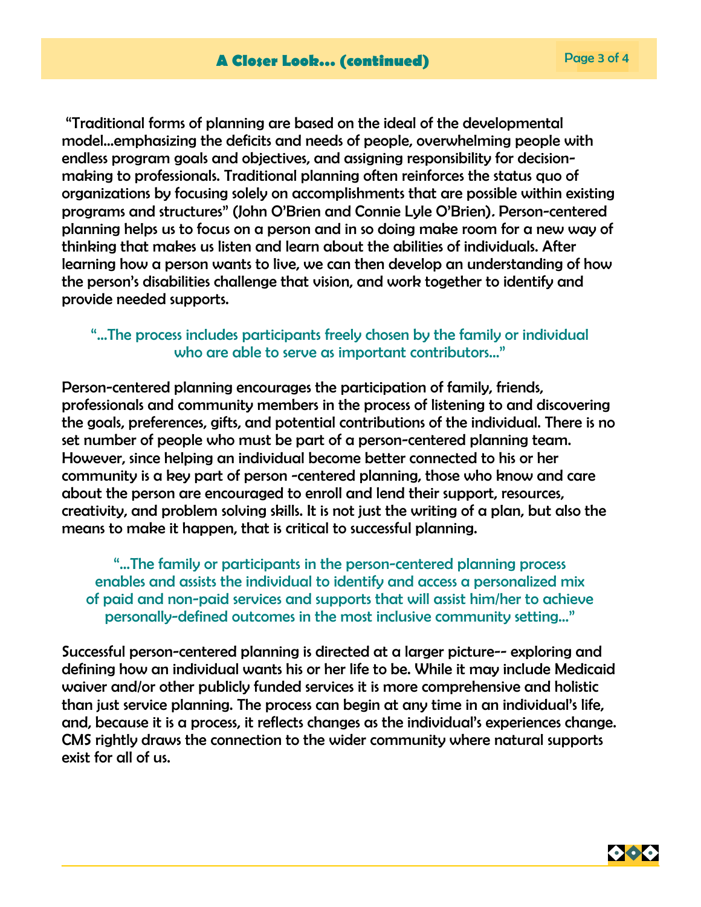"Traditional forms of planning are based on the ideal of the developmental model…emphasizing the deficits and needs of people, overwhelming people with endless program goals and objectives, and assigning responsibility for decision-making to professionals. Traditional planning often reinforces the status quo of organizations by focusing solely on accomplishments that are possible within existing programs and structures" (John O'Brien and Connie Lyle O'Brien). Person-centered planning helps us to focus on a person and in so doing make room for a new way of thinking that makes us listen and learn about the abilities of individuals. After learning how a person wants to live, we can then develop an understanding of how the person's disabilities challenge that vision, and work together to identify and provide needed supports.

> "…The process includes participants freely chosen by the family or individual who are able to serve as important contributors…"

Person-centered planning encourages the participation of family, friends, professionals and community members in the process of listening to and discovering the goals, preferences, gifts, and potential contributions of the individual. There is no set number of people who must be part of a person-centered planning team. However, since helping an individual become better connected to his or her community is a key part of person -centered planning, those who know and care about the person are encouraged to enroll and lend their support, resources, creativity, and problem solving skills. It is not just the writing of a plan, but also the means to make it happen, that is critical to successful planning.

> "…The family or participants in the person-centered planning process enables and assists the individual to identify and access a personalized mix of paid and non-paid services and supports that will assist him/her to achieve personally-defined outcomes in the most inclusive community setting…"

Successful person-centered planning is directed at a larger picture-- exploring and defining how an individual wants his or her life to be. While it may include Medicaid waiver and/or other publicly funded services it is more comprehensive and holistic than just service planning. The process can begin at any time in an individual's life, and, because it is a process, it reflects changes as the individual's experiences change. CMS rightly draws the connection to the wider community where natural supports exist for all of us.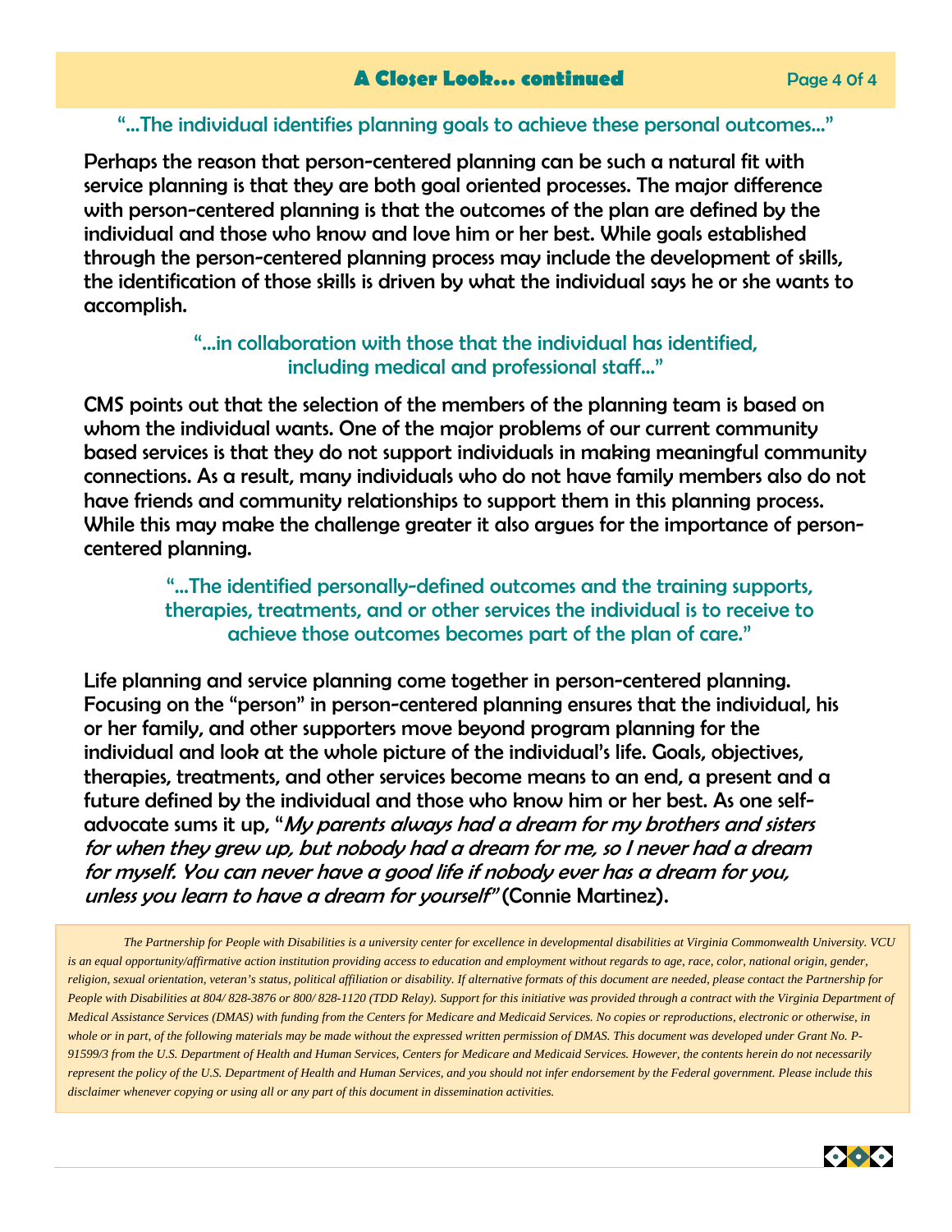## A Closer Look... continued

### "...The individual identifies planning goals to achieve these personal outcomes..."

Perhaps the reason that person-centered planning can be such a natural fit with service planning is that they are both goal oriented processes. The major difference with person-centered planning is that the outcomes of the plan are defined by the individual and those who know and love him or her best. While goals established through the person-centered planning process may include the development of skills, the identification of those skills is driven by what the individual says he or she wants to accomplish.

### "...in collaboration with those that the individual has identified, including medical and professional staff..."

CMS points out that the selection of the members of the planning team is based on whom the individual wants. One of the major problems of our current community based services is that they do not support individuals in making meaningful community connections. As a result, many individuals who do not have family members also do not have friends and community relationships to support them in this planning process. While this may make the challenge greater it also argues for the importance of person-centered planning.

### "...The identified personally-defined outcomes and the training supports, therapies, treatments, and or other services the individual is to receive to achieve those outcomes becomes part of the plan of care."

Life planning and service planning come together in person-centered planning. Focusing on the "person" in person-centered planning ensures that the individual, his or her family, and other supporters move beyond program planning for the individual and look at the whole picture of the individual's life. Goals, objectives, therapies, treatments, and other services become means to an end, a present and a future defined by the individual and those who know him or her best. As one self-advocate sums it up, "*My parents always had a dream for my brothers and sisters for when they grew up, but nobody had a dream for me, so I never had a dream for myself. You can never have a good life if nobody ever has a dream for you, unless you learn to have a dream for yourself*" (Connie Martinez).

*The Partnership for People with Disabilities is a university center for excellence in developmental disabilities at Virginia Commonwealth University. VCU is an equal opportunity/affirmative action institution providing access to education and employment without regards to age, race, color, national origin, gender, religion, sexual orientation, veteran's status, political affiliation or disability. If alternative formats of this document are needed, please contact the Partnership for People with Disabilities at 804/ 828-3876 or 800/ 828-1120 (TDD Relay). Support for this initiative was provided through a contract with the Virginia Department of Medical Assistance Services (DMAS) with funding from the Centers for Medicare and Medicaid Services. No copies or reproductions, electronic or otherwise, in whole or in part, of the following materials may be made without the expressed written permission of DMAS. This document was developed under Grant No. P-91599/3 from the U.S. Department of Health and Human Services, Centers for Medicare and Medicaid Services. However, the contents herein do not necessarily represent the policy of the U.S. Department of Health and Human Services, and you should not infer endorsement by the Federal government. Please include this disclaimer whenever copying or using all or any part of this document in dissemination activities.*